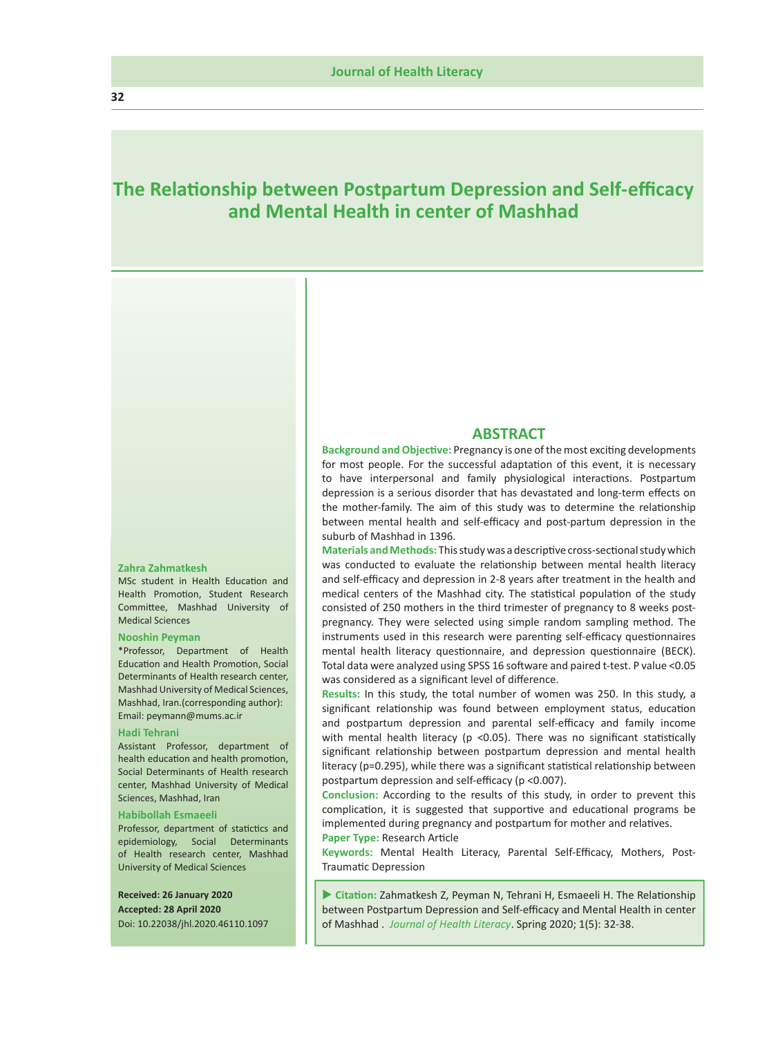# The Relationship between Postpartum Depression and Self-efficacy and Mental Health in center of Mashhad

**Zahra Zahmatkesh**

MSc student in Health Education and Health Promotion, Student Research Committee, Mashhad University of Medical Sciences

**Nooshin Peyman**

*Professor, Department of Health Education and Health Promotion, Social Determinants of Health research center, Mashhad University of Medical Sciences, Mashhad, Iran.(corresponding author): Email: peymann@mums.ac.ir

**Hadi Tehrani**

Assistant Professor, department of health education and health promotion, Social Determinants of Health research center, Mashhad University of Medical Sciences, Mashhad, Iran

**Habibollah Esmaeeli**

Professor, department of statictics and epidemiology, Social Determinants of Health research center, Mashhad University of Medical Sciences

**Received: 26 January 2020**

**Accepted: 28 April 2020**

Doi: 10.22038/jhl.2020.46110.1097

## ABSTRACT

**Background and Objective:** Pregnancy is one of the most exciting developments for most people. For the successful adaptation of this event, it is necessary to have interpersonal and family physiological interactions. Postpartum depression is a serious disorder that has devastated and long-term effects on the mother-family. The aim of this study was to determine the relationship between mental health and self-efficacy and post-partum depression in the suburb of Mashhad in 1396.

**Materials and Methods:** This study was a descriptive cross-sectional study which was conducted to evaluate the relationship between mental health literacy and self-efficacy and depression in 2-8 years after treatment in the health and medical centers of the Mashhad city. The statistical population of the study consisted of 250 mothers in the third trimester of pregnancy to 8 weeks post-pregnancy. They were selected using simple random sampling method. The instruments used in this research were parenting self-efficacy questionnaires mental health literacy questionnaire, and depression questionnaire (BECK). Total data were analyzed using SPSS 16 software and paired t-test. P value <0.05 was considered as a significant level of difference.

**Results:** In this study, the total number of women was 250. In this study, a significant relationship was found between employment status, education and postpartum depression and parental self-efficacy and family income with mental health literacy ($p < 0.05$). There was no significant statistically significant relationship between postpartum depression and mental health literacy ($p=0.295$), while there was a significant statistical relationship between postpartum depression and self-efficacy ($p < 0.007$).

**Conclusion:** According to the results of this study, in order to prevent this complication, it is suggested that supportive and educational programs be implemented during pregnancy and postpartum for mother and relatives.

**Paper Type:** Research Article

**Keywords:** Mental Health Literacy, Parental Self-Efficacy, Mothers, Post-Traumatic Depression

▶ **Citation:** Zahmatkesh Z, Peyman N, Tehrani H, Esmaeeli H. The Relationship between Postpartum Depression and Self-efficacy and Mental Health in center of Mashhad . *Journal of Health Literacy*. Spring 2020; 1(5): 32-38.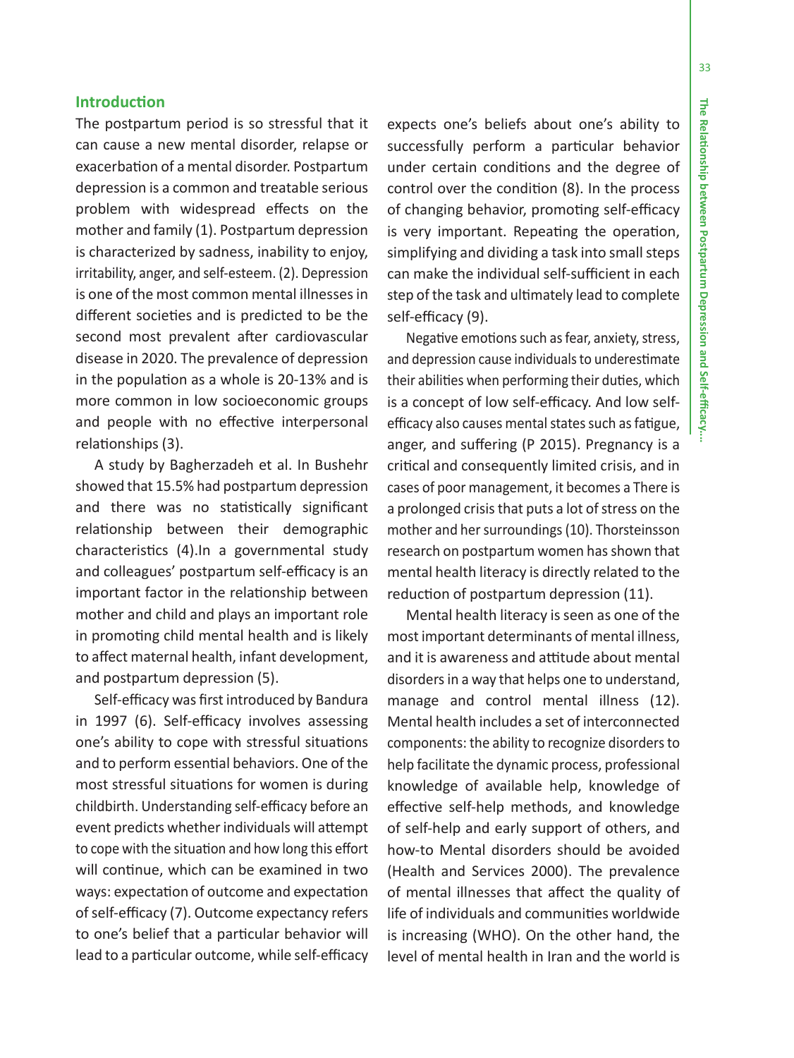## Introduction

The postpartum period is so stressful that it can cause a new mental disorder, relapse or exacerbation of a mental disorder. Postpartum depression is a common and treatable serious problem with widespread effects on the mother and family (1). Postpartum depression is characterized by sadness, inability to enjoy, irritability, anger, and self-esteem. (2). Depression is one of the most common mental illnesses in different societies and is predicted to be the second most prevalent after cardiovascular disease in 2020. The prevalence of depression in the population as a whole is 20-13% and is more common in low socioeconomic groups and people with no effective interpersonal relationships (3).

A study by Bagherzadeh et al. In Bushehr showed that 15.5% had postpartum depression and there was no statistically significant relationship between their demographic characteristics (4).In a governmental study and colleagues' postpartum self-efficacy is an important factor in the relationship between mother and child and plays an important role in promoting child mental health and is likely to affect maternal health, infant development, and postpartum depression (5).

Self-efficacy was first introduced by Bandura in 1997 (6). Self-efficacy involves assessing one's ability to cope with stressful situations and to perform essential behaviors. One of the most stressful situations for women is during childbirth. Understanding self-efficacy before an event predicts whether individuals will attempt to cope with the situation and how long this effort will continue, which can be examined in two ways: expectation of outcome and expectation of self-efficacy (7). Outcome expectancy refers to one's belief that a particular behavior will lead to a particular outcome, while self-efficacy expects one's beliefs about one's ability to successfully perform a particular behavior under certain conditions and the degree of control over the condition (8). In the process of changing behavior, promoting self-efficacy is very important. Repeating the operation, simplifying and dividing a task into small steps can make the individual self-sufficient in each step of the task and ultimately lead to complete self-efficacy (9).

Negative emotions such as fear, anxiety, stress, and depression cause individuals to underestimate their abilities when performing their duties, which is a concept of low self-efficacy. And low self-efficacy also causes mental states such as fatigue, anger, and suffering (P 2015). Pregnancy is a critical and consequently limited crisis, and in cases of poor management, it becomes a There is a prolonged crisis that puts a lot of stress on the mother and her surroundings (10). Thorsteinsson research on postpartum women has shown that mental health literacy is directly related to the reduction of postpartum depression (11).

Mental health literacy is seen as one of the most important determinants of mental illness, and it is awareness and attitude about mental disorders in a way that helps one to understand, manage and control mental illness (12). Mental health includes a set of interconnected components: the ability to recognize disorders to help facilitate the dynamic process, professional knowledge of available help, knowledge of effective self-help methods, and knowledge of self-help and early support of others, and how-to Mental disorders should be avoided (Health and Services 2000). The prevalence of mental illnesses that affect the quality of life of individuals and communities worldwide is increasing (WHO). On the other hand, the level of mental health in Iran and the world is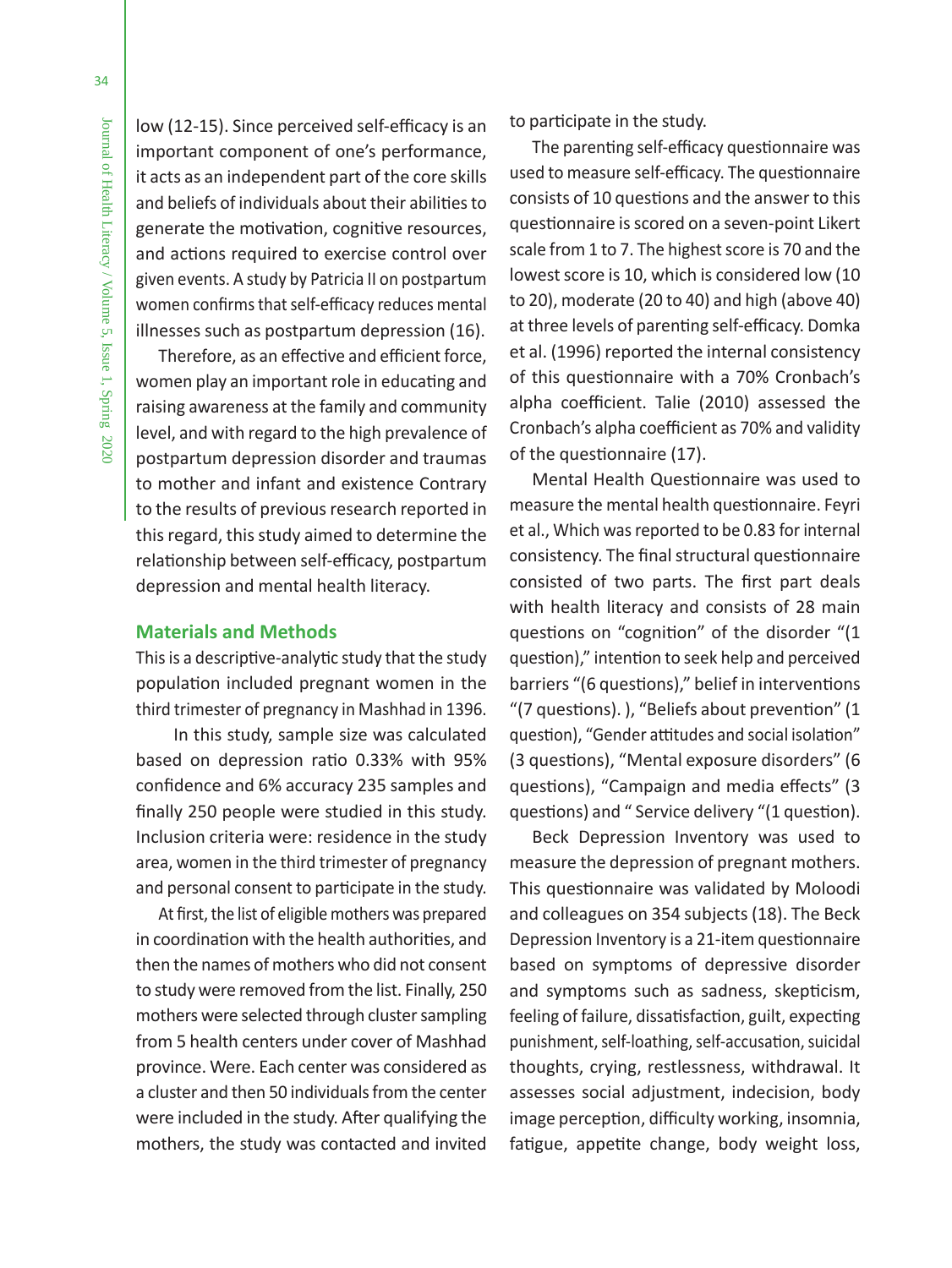low (12-15). Since perceived self-efficacy is an important component of one's performance, it acts as an independent part of the core skills and beliefs of individuals about their abilities to generate the motivation, cognitive resources, and actions required to exercise control over given events. A study by Patricia II on postpartum women confirms that self-efficacy reduces mental illnesses such as postpartum depression (16).

Therefore, as an effective and efficient force, women play an important role in educating and raising awareness at the family and community level, and with regard to the high prevalence of postpartum depression disorder and traumas to mother and infant and existence Contrary to the results of previous research reported in this regard, this study aimed to determine the relationship between self-efficacy, postpartum depression and mental health literacy.

## Materials and Methods

This is a descriptive-analytic study that the study population included pregnant women in the third trimester of pregnancy in Mashhad in 1396.

In this study, sample size was calculated based on depression ratio 0.33% with 95% confidence and 6% accuracy 235 samples and finally 250 people were studied in this study. Inclusion criteria were: residence in the study area, women in the third trimester of pregnancy and personal consent to participate in the study.

At first, the list of eligible mothers was prepared in coordination with the health authorities, and then the names of mothers who did not consent to study were removed from the list. Finally, 250 mothers were selected through cluster sampling from 5 health centers under cover of Mashhad province. Were. Each center was considered as a cluster and then 50 individuals from the center were included in the study. After qualifying the mothers, the study was contacted and invited to participate in the study.

The parenting self-efficacy questionnaire was used to measure self-efficacy. The questionnaire consists of 10 questions and the answer to this questionnaire is scored on a seven-point Likert scale from 1 to 7. The highest score is 70 and the lowest score is 10, which is considered low (10 to 20), moderate (20 to 40) and high (above 40) at three levels of parenting self-efficacy. Domka et al. (1996) reported the internal consistency of this questionnaire with a 70% Cronbach's alpha coefficient. Talie (2010) assessed the Cronbach's alpha coefficient as 70% and validity of the questionnaire (17).

Mental Health Questionnaire was used to measure the mental health questionnaire. Feyri et al., Which was reported to be 0.83 for internal consistency. The final structural questionnaire consisted of two parts. The first part deals with health literacy and consists of 28 main questions on "cognition" of the disorder "(1 question)," intention to seek help and perceived barriers "(6 questions)," belief in interventions "(7 questions). ), "Beliefs about prevention" (1 question), "Gender attitudes and social isolation" (3 questions), "Mental exposure disorders" (6 questions), "Campaign and media effects" (3 questions) and " Service delivery "(1 question).

Beck Depression Inventory was used to measure the depression of pregnant mothers. This questionnaire was validated by Moloodi and colleagues on 354 subjects (18). The Beck Depression Inventory is a 21-item questionnaire based on symptoms of depressive disorder and symptoms such as sadness, skepticism, feeling of failure, dissatisfaction, guilt, expecting punishment, self-loathing, self-accusation, suicidal thoughts, crying, restlessness, withdrawal. It assesses social adjustment, indecision, body image perception, difficulty working, insomnia, fatigue, appetite change, body weight loss,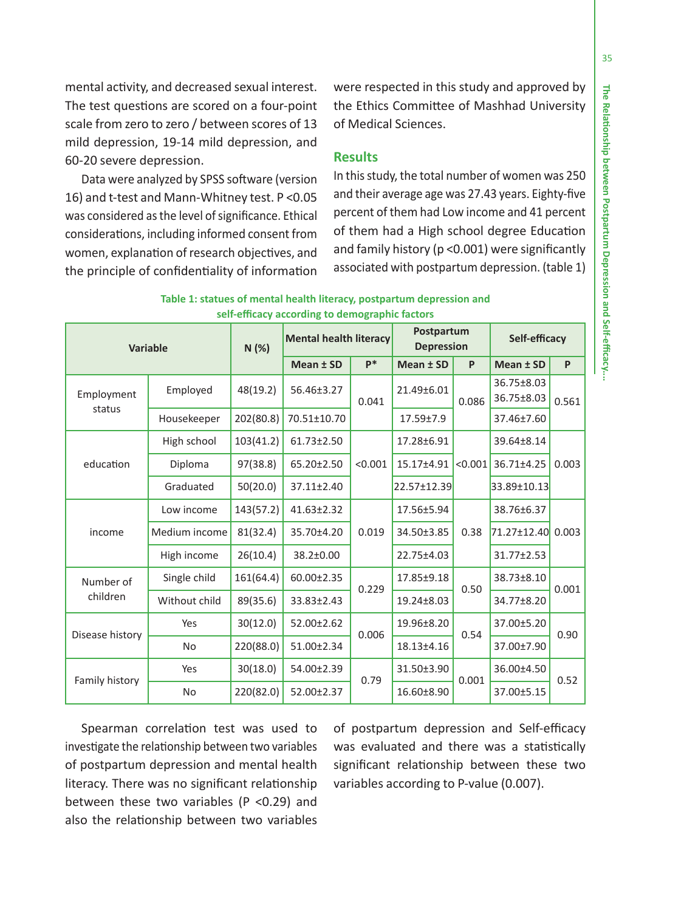mental activity, and decreased sexual interest. The test questions are scored on a four-point scale from zero to zero / between scores of 13 mild depression, 19-14 mild depression, and 60-20 severe depression.

Data were analyzed by SPSS software (version 16) and t-test and Mann-Whitney test. P <0.05 was considered as the level of significance. Ethical considerations, including informed consent from women, explanation of research objectives, and the principle of confidentiality of information were respected in this study and approved by the Ethics Committee of Mashhad University of Medical Sciences.

## Results

In this study, the total number of women was 250 and their average age was 27.43 years. Eighty-five percent of them had Low income and 41 percent of them had a High school degree Education and family history (p <0.001) were significantly associated with postpartum depression. (table 1)

**Table 1: statues of mental health literacy, postpartum depression and self-efficacy according to demographic factors**

| Variable | | N (%) | Mental health literacy | | Postpartum Depression | | Self-efficacy | |
|---|---|---|---|---|---|---|---|---|
| | | | Mean ± SD | P* | Mean ± SD | P | Mean ± SD | P |
| Employment status | Employed | 48(19.2) | 56.46±3.27 | 0.041 | 21.49±6.01 | 0.086 | 36.75±8.03 36.75±8.03 | 0.561 |
| | Housekeeper | 202(80.8) | 70.51±10.70 | | 17.59±7.9 | | 37.46±7.60 | |
| education | High school | 103(41.2) | 61.73±2.50 | <0.001 | 17.28±6.91 | <0.001 | 39.64±8.14 | 0.003 |
| | Diploma | 97(38.8) | 65.20±2.50 | | 15.17±4.91 | | 36.71±4.25 | |
| | Graduated | 50(20.0) | 37.11±2.40 | | 22.57±12.39 | | 33.89±10.13 | |
| income | Low income | 143(57.2) | 41.63±2.32 | 0.019 | 17.56±5.94 | 0.38 | 38.76±6.37 | 0.003 |
| | Medium income | 81(32.4) | 35.70±4.20 | | 34.50±3.85 | | 71.27±12.40 | |
| | High income | 26(10.4) | 38.2±0.00 | | 22.75±4.03 | | 31.77±2.53 | |
| Number of children | Single child | 161(64.4) | 60.00±2.35 | 0.229 | 17.85±9.18 | 0.50 | 38.73±8.10 | 0.001 |
| | Without child | 89(35.6) | 33.83±2.43 | | 19.24±8.03 | | 34.77±8.20 | |
| Disease history | Yes | 30(12.0) | 52.00±2.62 | 0.006 | 19.96±8.20 | 0.54 | 37.00±5.20 | 0.90 |
| | No | 220(88.0) | 51.00±2.34 | | 18.13±4.16 | | 37.00±7.90 | |
| Family history | Yes | 30(18.0) | 54.00±2.39 | 0.79 | 31.50±3.90 | 0.001 | 36.00±4.50 | 0.52 |
| | No | 220(82.0) | 52.00±2.37 | | 16.60±8.90 | | 37.00±5.15 | |

Spearman correlation test was used to investigate the relationship between two variables of postpartum depression and mental health literacy. There was no significant relationship between these two variables (P <0.29) and also the relationship between two variables of postpartum depression and Self-efficacy was evaluated and there was a statistically significant relationship between these two variables according to P-value (0.007).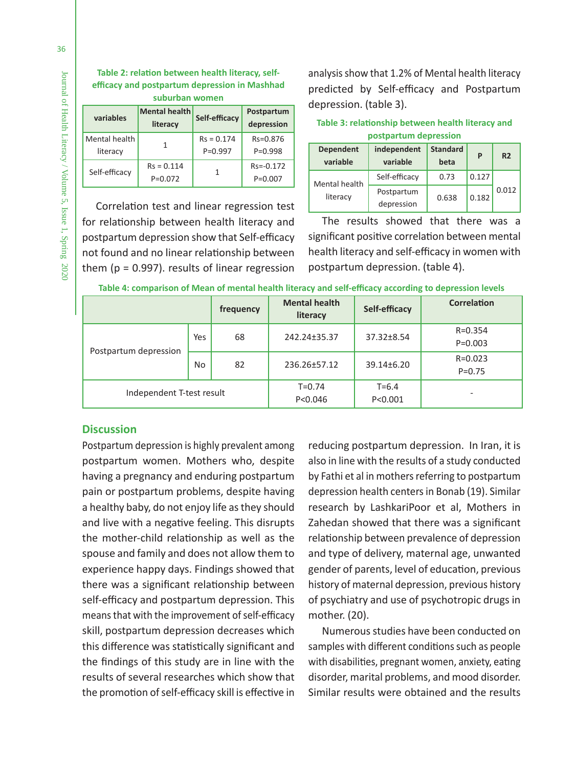**Table 2: relation between health literacy, self-efficacy and postpartum depression in Mashhad suburban women**

| variables | Mental health literacy | Self-efficacy | Postpartum depression |
|---|---|---|---|
| Mental health literacy | 1 | Rs = 0.174 P=0.997 | Rs=0.876 P=0.998 |
| Self-efficacy | Rs = 0.114 P=0.072 | 1 | Rs=-0.172 P=0.007 |

Correlation test and linear regression test for relationship between health literacy and postpartum depression show that Self-efficacy not found and no linear relationship between them (p = 0.997). results of linear regression analysis show that 1.2% of Mental health literacy predicted by Self-efficacy and Postpartum depression. (table 3).

**Table 3: relationship between health literacy and postpartum depression**

| Dependent variable | independent variable | Standard beta | P | R2 |
|---|---|---|---|---|
| Mental health literacy | Self-efficacy | 0.73 | 0.127 | 0.012 |
| | Postpartum depression | 0.638 | 0.182 | |

The results showed that there was a significant positive correlation between mental health literacy and self-efficacy in women with postpartum depression. (table 4).

**Table 4: comparison of Mean of mental health literacy and self-efficacy according to depression levels**

| | | frequency | Mental health literacy | Self-efficacy | Correlation |
|---|---|---|---|---|---|
| Postpartum depression | Yes | 68 | 242.24±35.37 | 37.32±8.54 | R=0.354 P=0.003 |
| | No | 82 | 236.26±57.12 | 39.14±6.20 | R=0.023 P=0.75 |
| Independent T-test result | | | T=0.74 P<0.046 | T=6.4 P<0.001 | - |

## Discussion

Postpartum depression is highly prevalent among postpartum women. Mothers who, despite having a pregnancy and enduring postpartum pain or postpartum problems, despite having a healthy baby, do not enjoy life as they should and live with a negative feeling. This disrupts the mother-child relationship as well as the spouse and family and does not allow them to experience happy days. Findings showed that there was a significant relationship between self-efficacy and postpartum depression. This means that with the improvement of self-efficacy skill, postpartum depression decreases which this difference was statistically significant and the findings of this study are in line with the results of several researches which show that the promotion of self-efficacy skill is effective in reducing postpartum depression. In Iran, it is also in line with the results of a study conducted by Fathi et al in mothers referring to postpartum depression health centers in Bonab (19). Similar research by LashkariPoor et al, Mothers in Zahedan showed that there was a significant relationship between prevalence of depression and type of delivery, maternal age, unwanted gender of parents, level of education, previous history of maternal depression, previous history of psychiatry and use of psychotropic drugs in mother. (20).

Numerous studies have been conducted on samples with different conditions such as people with disabilities, pregnant women, anxiety, eating disorder, marital problems, and mood disorder. Similar results were obtained and the results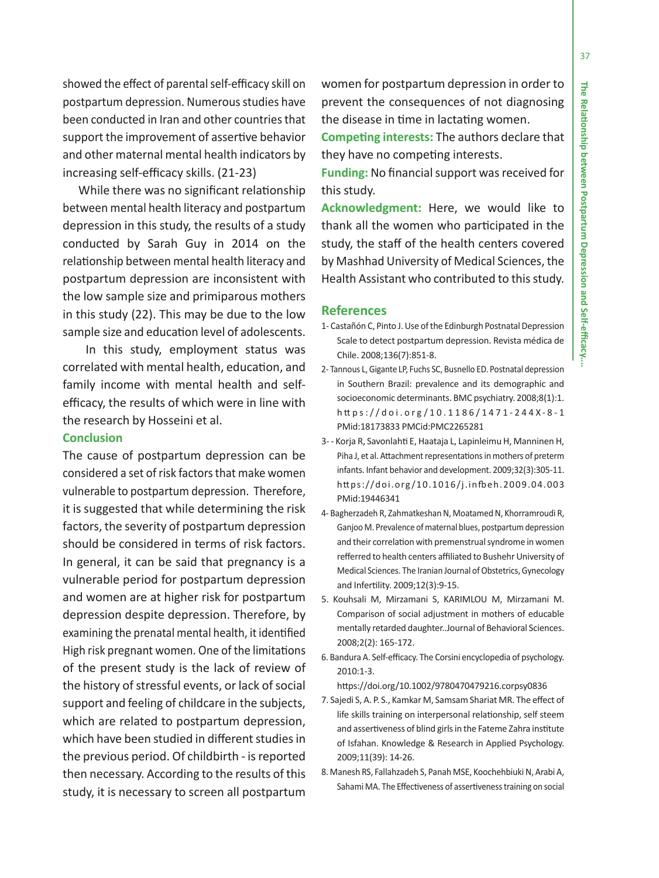showed the effect of parental self-efficacy skill on postpartum depression. Numerous studies have been conducted in Iran and other countries that support the improvement of assertive behavior and other maternal mental health indicators by increasing self-efficacy skills. (21-23)

While there was no significant relationship between mental health literacy and postpartum depression in this study, the results of a study conducted by Sarah Guy in 2014 on the relationship between mental health literacy and postpartum depression are inconsistent with the low sample size and primiparous mothers in this study (22). This may be due to the low sample size and education level of adolescents.

In this study, employment status was correlated with mental health, education, and family income with mental health and self-efficacy, the results of which were in line with the research by Hosseini et al.

### Conclusion

The cause of postpartum depression can be considered a set of risk factors that make women vulnerable to postpartum depression. Therefore, it is suggested that while determining the risk factors, the severity of postpartum depression should be considered in terms of risk factors. In general, it can be said that pregnancy is a vulnerable period for postpartum depression and women are at higher risk for postpartum depression despite depression. Therefore, by examining the prenatal mental health, it identified High risk pregnant women. One of the limitations of the present study is the lack of review of the history of stressful events, or lack of social support and feeling of childcare in the subjects, which are related to postpartum depression, which have been studied in different studies in the previous period. Of childbirth - is reported then necessary. According to the results of this study, it is necessary to screen all postpartum women for postpartum depression in order to prevent the consequences of not diagnosing the disease in time in lactating women.

**Competing interests:** The authors declare that they have no competing interests.

**Funding:** No financial support was received for this study.

**Acknowledgment:** Here, we would like to thank all the women who participated in the study, the staff of the health centers covered by Mashhad University of Medical Sciences, the Health Assistant who contributed to this study.

## References

1- Castañón C, Pinto J. Use of the Edinburgh Postnatal Depression Scale to detect postpartum depression. Revista médica de Chile. 2008;136(7):851-8.

2- Tannous L, Gigante LP, Fuchs SC, Busnello ED. Postnatal depression in Southern Brazil: prevalence and its demographic and socioeconomic determinants. BMC psychiatry. 2008;8(1):1. https://doi.org/10.1186/1471-244X-8-1 PMid:18173833 PMCid:PMC2265281

3- - Korja R, Savonlahti E, Haataja L, Lapinleimu H, Manninen H, Piha J, et al. Attachment representations in mothers of preterm infants. Infant behavior and development. 2009;32(3):305-11. https://doi.org/10.1016/j.infbeh.2009.04.003 PMid:19446341

4- Bagherzadeh R, Zahmatkeshan N, Moatamed N, Khorramroudi R, Ganjoo M. Prevalence of maternal blues, postpartum depression and their correlation with premenstrual syndrome in women refferred to health centers affiliated to Bushehr University of Medical Sciences. The Iranian Journal of Obstetrics, Gynecology and Infertility. 2009;12(3):9-15.

5. Kouhsali M, Mirzamani S, KARIMLOU M, Mirzamani M. Comparison of social adjustment in mothers of educable mentally retarded daughter..Journal of Behavioral Sciences. 2008;2(2): 165-172.

6. Bandura A. Self-efficacy. The Corsini encyclopedia of psychology. 2010:1-3. https://doi.org/10.1002/9780470479216.corpsy0836

7. Sajedi S, A. P. S., Kamkar M, Samsam Shariat MR. The effect of life skills training on interpersonal relationship, self steem and assertiveness of blind girls in the Fateme Zahra institute of Isfahan. Knowledge & Research in Applied Psychology. 2009;11(39): 14-26.

8. Manesh RS, Fallahzadeh S, Panah MSE, Koochehbiuki N, Arabi A, Sahami MA. The Effectiveness of assertiveness training on social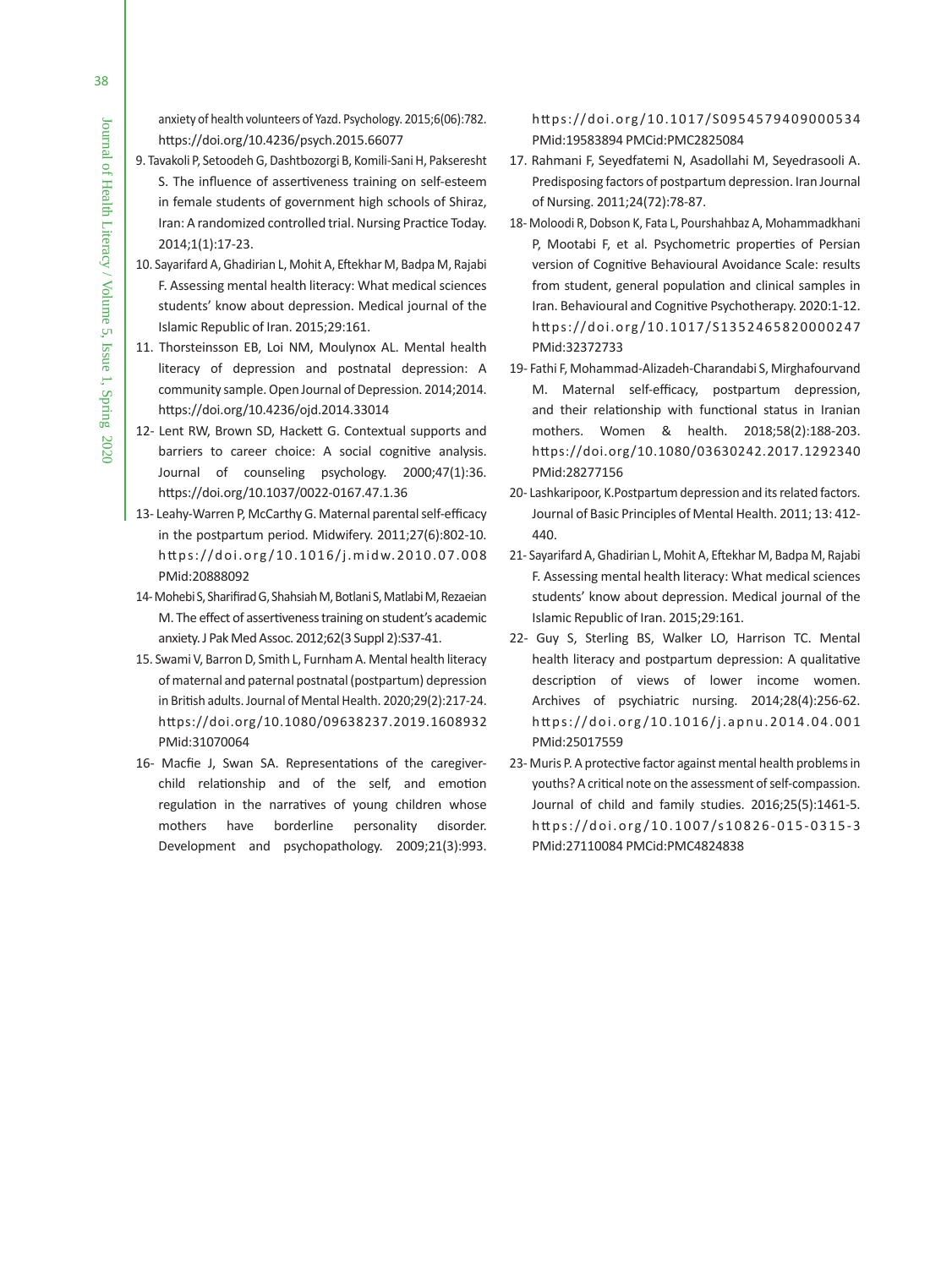anxiety of health volunteers of Yazd. Psychology. 2015;6(06):782. https://doi.org/10.4236/psych.2015.66077

9. Tavakoli P, Setoodeh G, Dashtbozorgi B, Komili-Sani H, Pakseresht S. The influence of assertiveness training on self-esteem in female students of government high schools of Shiraz, Iran: A randomized controlled trial. Nursing Practice Today. 2014;1(1):17-23.

10. Sayarifard A, Ghadirian L, Mohit A, Eftekhar M, Badpa M, Rajabi F. Assessing mental health literacy: What medical sciences students' know about depression. Medical journal of the Islamic Republic of Iran. 2015;29:161.

11. Thorsteinsson EB, Loi NM, Moulynox AL. Mental health literacy of depression and postnatal depression: A community sample. Open Journal of Depression. 2014;2014. https://doi.org/10.4236/ojd.2014.33014

12- Lent RW, Brown SD, Hackett G. Contextual supports and barriers to career choice: A social cognitive analysis. Journal of counseling psychology. 2000;47(1):36. https://doi.org/10.1037/0022-0167.47.1.36

13- Leahy-Warren P, McCarthy G. Maternal parental self-efficacy in the postpartum period. Midwifery. 2011;27(6):802-10. https://doi.org/10.1016/j.midw.2010.07.008 PMid:20888092

14- Mohebi S, Sharifirad G, Shahsiah M, Botlani S, Matlabi M, Rezaeian M. The effect of assertiveness training on student's academic anxiety. J Pak Med Assoc. 2012;62(3 Suppl 2):S37-41.

15. Swami V, Barron D, Smith L, Furnham A. Mental health literacy of maternal and paternal postnatal (postpartum) depression in British adults. Journal of Mental Health. 2020;29(2):217-24. https://doi.org/10.1080/09638237.2019.1608932 PMid:31070064

16- Macfie J, Swan SA. Representations of the caregiver-child relationship and of the self, and emotion regulation in the narratives of young children whose mothers have borderline personality disorder. Development and psychopathology. 2009;21(3):993. https://doi.org/10.1017/S0954579409000534 PMid:19583894 PMCid:PMC2825084

17. Rahmani F, Seyedfatemi N, Asadollahi M, Seyedrasooli A. Predisposing factors of postpartum depression. Iran Journal of Nursing. 2011;24(72):78-87.

18- Moloodi R, Dobson K, Fata L, Pourshahbaz A, Mohammadkhani P, Mootabi F, et al. Psychometric properties of Persian version of Cognitive Behavioural Avoidance Scale: results from student, general population and clinical samples in Iran. Behavioural and Cognitive Psychotherapy. 2020:1-12. https://doi.org/10.1017/S1352465820000247 PMid:32372733

19- Fathi F, Mohammad-Alizadeh-Charandabi S, Mirghafourvand M. Maternal self-efficacy, postpartum depression, and their relationship with functional status in Iranian mothers. Women & health. 2018;58(2):188-203. https://doi.org/10.1080/03630242.2017.1292340 PMid:28277156

20- Lashkaripoor, K.Postpartum depression and its related factors. Journal of Basic Principles of Mental Health. 2011; 13: 412-440.

21- Sayarifard A, Ghadirian L, Mohit A, Eftekhar M, Badpa M, Rajabi F. Assessing mental health literacy: What medical sciences students' know about depression. Medical journal of the Islamic Republic of Iran. 2015;29:161.

22- Guy S, Sterling BS, Walker LO, Harrison TC. Mental health literacy and postpartum depression: A qualitative description of views of lower income women. Archives of psychiatric nursing. 2014;28(4):256-62. https://doi.org/10.1016/j.apnu.2014.04.001 PMid:25017559

23- Muris P. A protective factor against mental health problems in youths? A critical note on the assessment of self-compassion. Journal of child and family studies. 2016;25(5):1461-5. https://doi.org/10.1007/s10826-015-0315-3 PMid:27110084 PMCid:PMC4824838